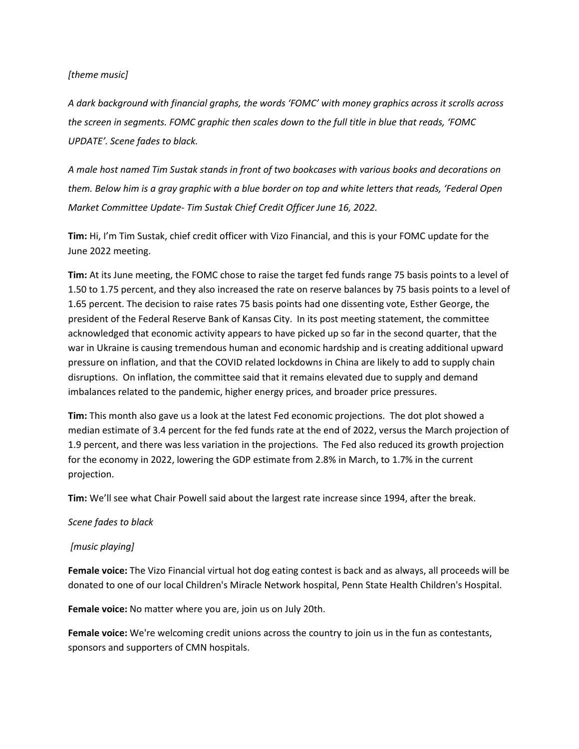*[theme music]*

*A dark background with financial graphs, the words 'FOMC' with money graphics across it scrolls across the screen in segments. FOMC graphic then scales down to the full title in blue that reads, 'FOMC UPDATE'. Scene fades to black.*

*A male host named Tim Sustak stands in front of two bookcases with various books and decorations on them. Below him is a gray graphic with a blue border on top and white letters that reads, 'Federal Open Market Committee Update- Tim Sustak Chief Credit Officer June 16, 2022.*

**Tim:** Hi, I'm Tim Sustak, chief credit officer with Vizo Financial, and this is your FOMC update for the June 2022 meeting.

**Tim:** At its June meeting, the FOMC chose to raise the target fed funds range 75 basis points to a level of 1.50 to 1.75 percent, and they also increased the rate on reserve balances by 75 basis points to a level of 1.65 percent. The decision to raise rates 75 basis points had one dissenting vote, Esther George, the president of the Federal Reserve Bank of Kansas City. In its post meeting statement, the committee acknowledged that economic activity appears to have picked up so far in the second quarter, that the war in Ukraine is causing tremendous human and economic hardship and is creating additional upward pressure on inflation, and that the COVID related lockdowns in China are likely to add to supply chain disruptions. On inflation, the committee said that it remains elevated due to supply and demand imbalances related to the pandemic, higher energy prices, and broader price pressures.

**Tim:** This month also gave us a look at the latest Fed economic projections. The dot plot showed a median estimate of 3.4 percent for the fed funds rate at the end of 2022, versus the March projection of 1.9 percent, and there was less variation in the projections. The Fed also reduced its growth projection for the economy in 2022, lowering the GDP estimate from 2.8% in March, to 1.7% in the current projection.

**Tim:** We'll see what Chair Powell said about the largest rate increase since 1994, after the break.

*Scene fades to black*

*[music playing]*

**Female voice:** The Vizo Financial virtual hot dog eating contest is back and as always, all proceeds will be donated to one of our local Children's Miracle Network hospital, Penn State Health Children's Hospital.

**Female voice:** No matter where you are, join us on July 20th.

**Female voice:** We're welcoming credit unions across the country to join us in the fun as contestants, sponsors and supporters of CMN hospitals.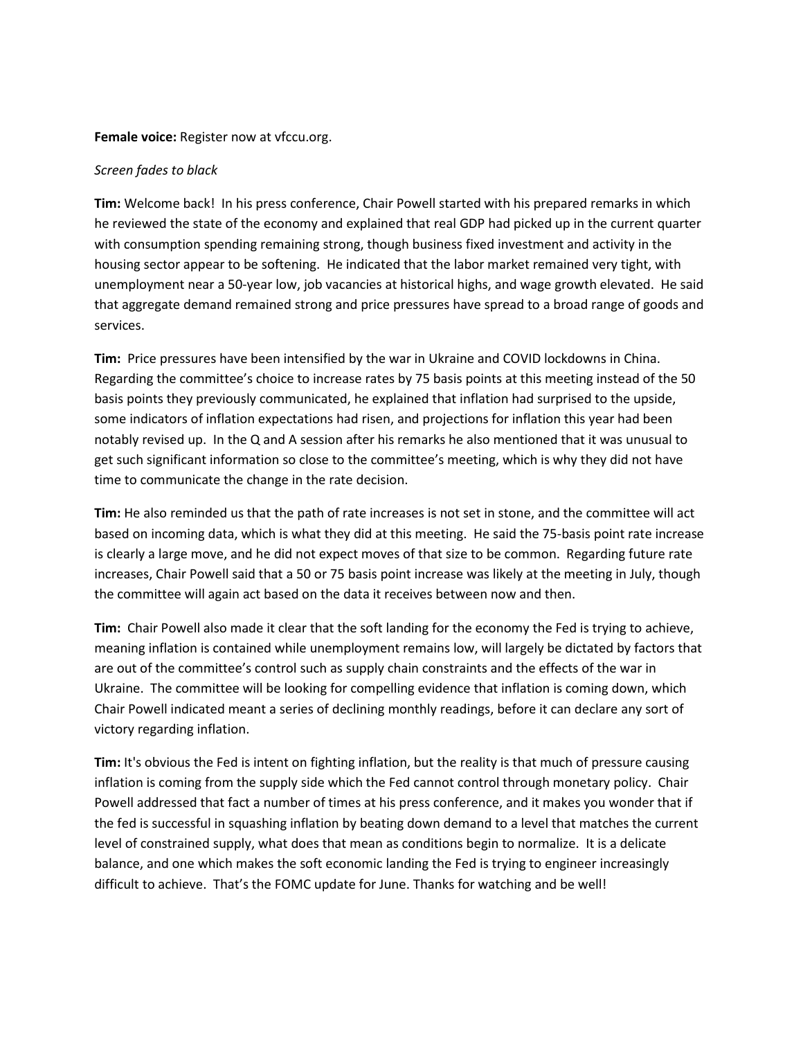**Female voice:** Register now at vfccu.org.

*Screen fades to black*

**Tim:** Welcome back! In his press conference, Chair Powell started with his prepared remarks in which he reviewed the state of the economy and explained that real GDP had picked up in the current quarter with consumption spending remaining strong, though business fixed investment and activity in the housing sector appear to be softening. He indicated that the labor market remained very tight, with unemployment near a 50-year low, job vacancies at historical highs, and wage growth elevated. He said that aggregate demand remained strong and price pressures have spread to a broad range of goods and services.

**Tim:** Price pressures have been intensified by the war in Ukraine and COVID lockdowns in China. Regarding the committee's choice to increase rates by 75 basis points at this meeting instead of the 50 basis points they previously communicated, he explained that inflation had surprised to the upside, some indicators of inflation expectations had risen, and projections for inflation this year had been notably revised up. In the Q and A session after his remarks he also mentioned that it was unusual to get such significant information so close to the committee's meeting, which is why they did not have time to communicate the change in the rate decision.

**Tim:** He also reminded us that the path of rate increases is not set in stone, and the committee will act based on incoming data, which is what they did at this meeting. He said the 75-basis point rate increase is clearly a large move, and he did not expect moves of that size to be common. Regarding future rate increases, Chair Powell said that a 50 or 75 basis point increase was likely at the meeting in July, though the committee will again act based on the data it receives between now and then.

**Tim:** Chair Powell also made it clear that the soft landing for the economy the Fed is trying to achieve, meaning inflation is contained while unemployment remains low, will largely be dictated by factors that are out of the committee's control such as supply chain constraints and the effects of the war in Ukraine. The committee will be looking for compelling evidence that inflation is coming down, which Chair Powell indicated meant a series of declining monthly readings, before it can declare any sort of victory regarding inflation.

**Tim:** It's obvious the Fed is intent on fighting inflation, but the reality is that much of pressure causing inflation is coming from the supply side which the Fed cannot control through monetary policy. Chair Powell addressed that fact a number of times at his press conference, and it makes you wonder that if the fed is successful in squashing inflation by beating down demand to a level that matches the current level of constrained supply, what does that mean as conditions begin to normalize. It is a delicate balance, and one which makes the soft economic landing the Fed is trying to engineer increasingly difficult to achieve. That's the FOMC update for June. Thanks for watching and be well!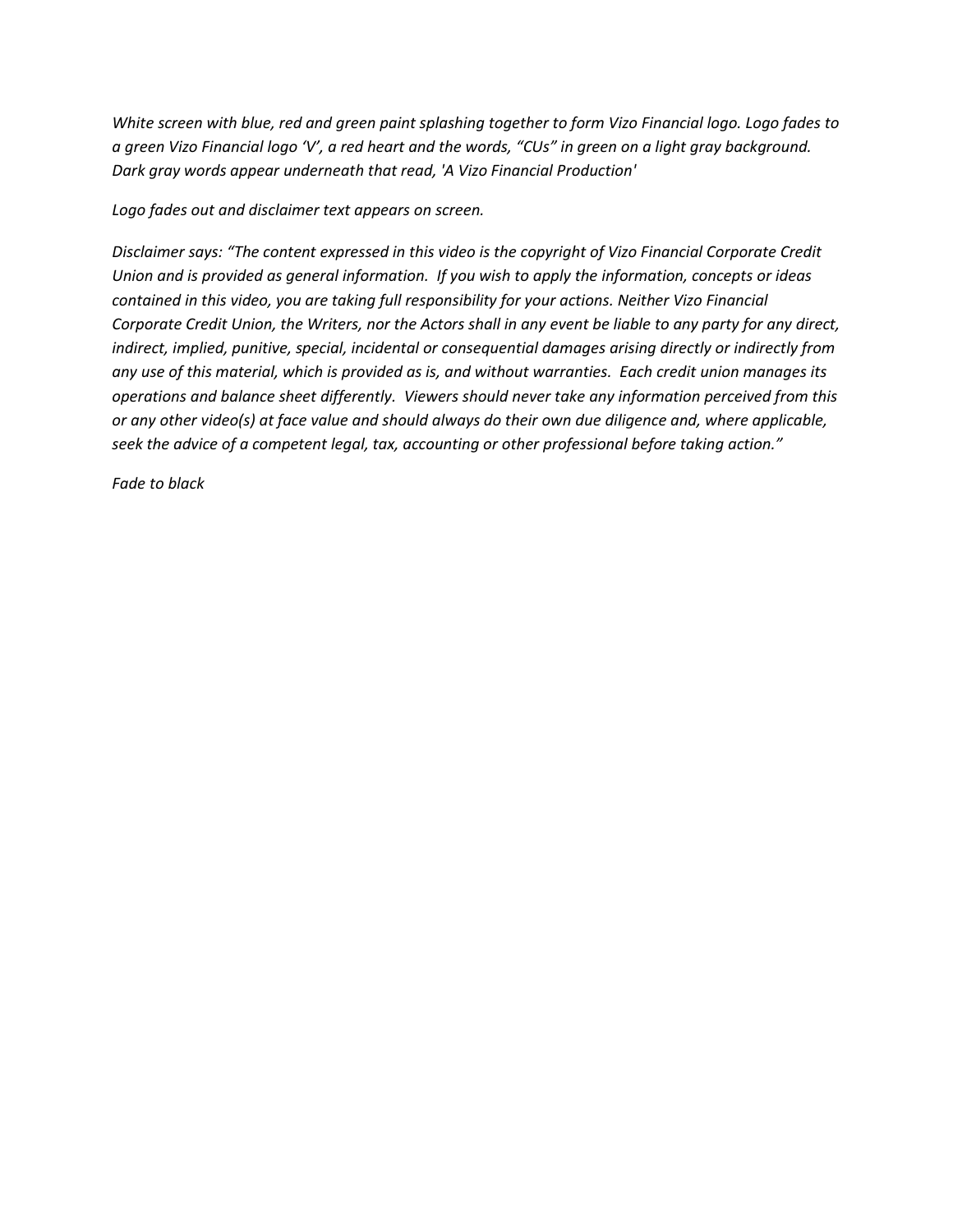*White screen with blue, red and green paint splashing together to form Vizo Financial logo. Logo fades to a green Vizo Financial logo ‘V’, a red heart and the words, “CUs” in green on a light gray background. Dark gray words appear underneath that read, 'A Vizo Financial Production'*

*Logo fades out and disclaimer text appears on screen.*

*Disclaimer says: “The content expressed in this video is the copyright of Vizo Financial Corporate Credit Union and is provided as general information. If you wish to apply the information, concepts or ideas contained in this video, you are taking full responsibility for your actions. Neither Vizo Financial Corporate Credit Union, the Writers, nor the Actors shall in any event be liable to any party for any direct, indirect, implied, punitive, special, incidental or consequential damages arising directly or indirectly from any use of this material, which is provided as is, and without warranties. Each credit union manages its operations and balance sheet differently. Viewers should never take any information perceived from this or any other video(s) at face value and should always do their own due diligence and, where applicable, seek the advice of a competent legal, tax, accounting or other professional before taking action.”*

*Fade to black*